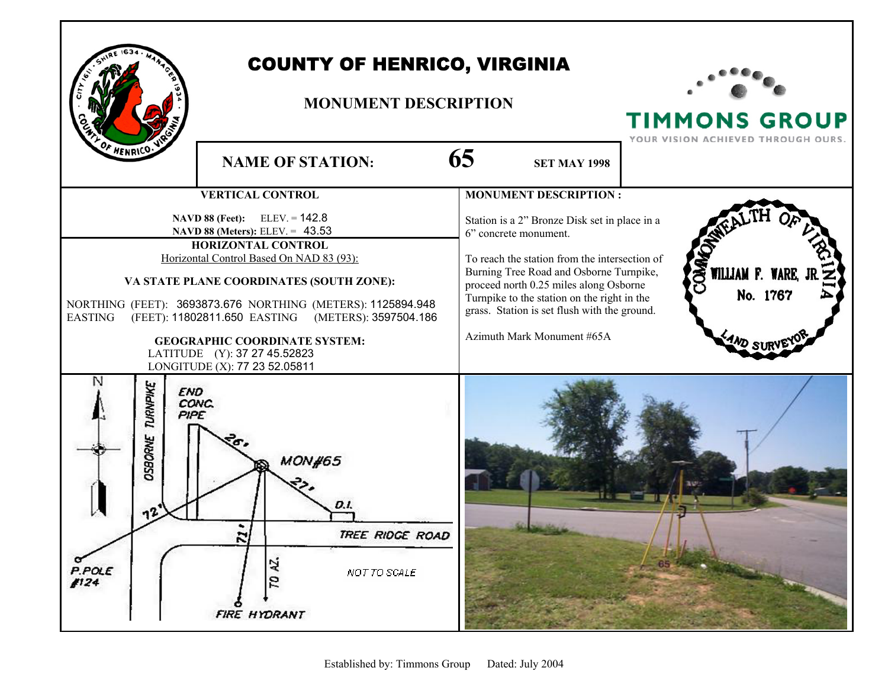# COUNTY OF HENRICO, VIRGINIA

## MONUMENT DESCRIPTION

TIMMONS GROUP
YOUR VISION ACHIEVED THROUGH OURS.

**NAME OF STATION:** **65** **SET MAY 1998**

### VERTICAL CONTROL

**NAVD 88 (Feet):** ELEV. = 142.8
**NAVD 88 (Meters):** ELEV. = 43.53

### HORIZONTAL CONTROL

Horizontal Control Based On NAD 83 (93):

**VA STATE PLANE COORDINATES (SOUTH ZONE):**

NORTHING (FEET): 3693873.676 NORTHING (METERS): 1125894.948
EASTING (FEET): 11802811.650 EASTING (METERS): 3597504.186

**GEOGRAPHIC COORDINATE SYSTEM:**

LATITUDE (Y): 37 27 45.52823
LONGITUDE (X): 77 23 52.05811

### MONUMENT DESCRIPTION :

Station is a 2" Bronze Disk set in place in a 6" concrete monument.

To reach the station from the intersection of Burning Tree Road and Osborne Turnpike, proceed north 0.25 miles along Osborne Turnpike to the station on the right in the grass. Station is set flush with the ground.

Azimuth Mark Monument #65A

COMMONWEALTH OF VIRGINIA
WILLIAM F. WARE, JR.
No. 1767
LAND SURVEYOR

N
OSBORNE TURNPIKE
END CONC. PIPE
26'
MON#65
27'
D.I.
72'
71'
TREE RIDGE ROAD
P.POLE #124
TO AZ.
NOT TO SCALE
FIRE HYDRANT

65

Established by: Timmons Group Dated: July 2004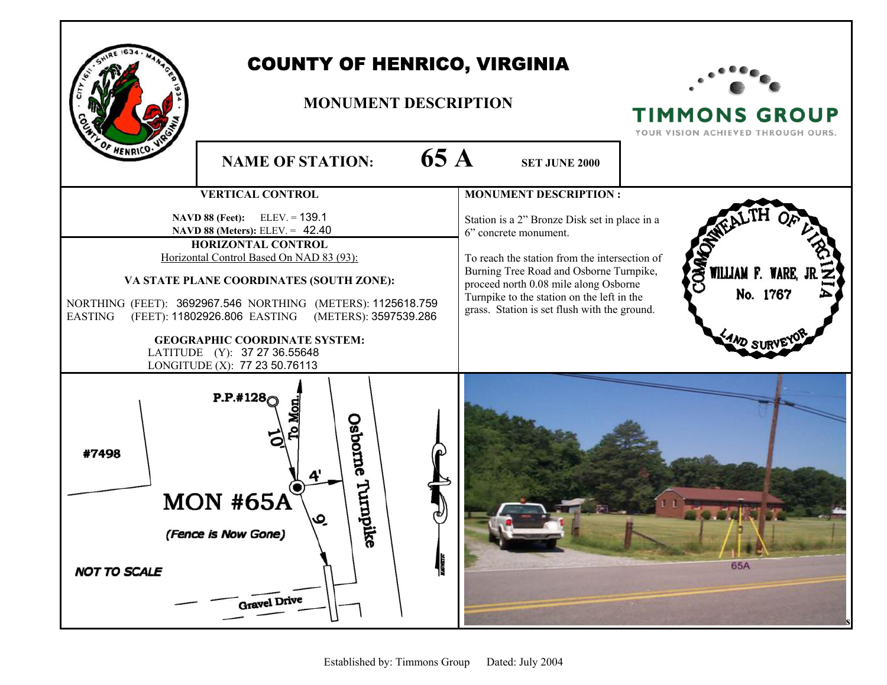# COUNTY OF HENRICO, VIRGINIA

## MONUMENT DESCRIPTION

TIMMONS GROUP
YOUR VISION ACHIEVED THROUGH OURS.

**NAME OF STATION:** **65 A** **SET JUNE 2000**

### VERTICAL CONTROL

**NAVD 88 (Feet):** ELEV. = 139.1
**NAVD 88 (Meters):** ELEV. = 42.40

### HORIZONTAL CONTROL

Horizontal Control Based On NAD 83 (93):

**VA STATE PLANE COORDINATES (SOUTH ZONE):**

NORTHING (FEET): 3692967.546 NORTHING (METERS): 1125618.759
EASTING (FEET): 11802926.806 EASTING (METERS): 3597539.286

**GEOGRAPHIC COORDINATE SYSTEM:**

LATITUDE (Y): 37 27 36.55648
LONGITUDE (X): 77 23 50.76113

### MONUMENT DESCRIPTION :

Station is a 2" Bronze Disk set in place in a 6" concrete monument.

To reach the station from the intersection of Burning Tree Road and Osborne Turnpike, proceed north 0.08 mile along Osborne Turnpike to the station on the left in the grass. Station is set flush with the ground.

COMMONWEALTH OF VIRGINIA
WILLIAM F. WARE, JR.
No. 1767
LAND SURVEYOR

P.P.#128
10'
To Mon.
4'
9'
#7498
MON #65A
(Fence is Now Gone)
Osborne Turnpike
NOT TO SCALE
Gravel Drive

65A

Established by: Timmons Group Dated: July 2004